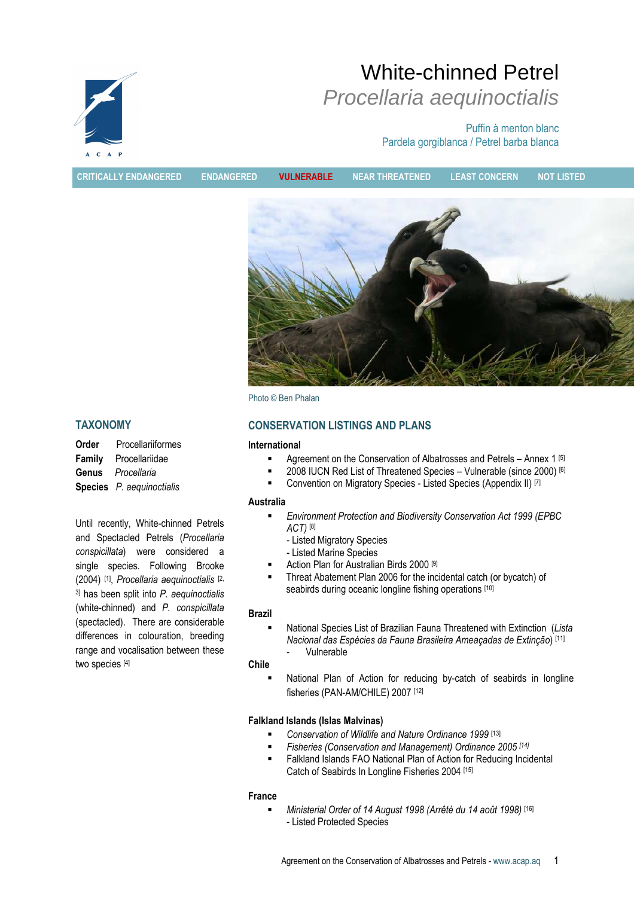# White-chinned Petrel

## *Procellaria aequinoctialis*

Puffin à menton blanc
Pardela gorgiblanca / Petrel barba blanca

CRITICALLY ENDANGERED | ENDANGERED | **VULNERABLE** | NEAR THREATENED | LEAST CONCERN | NOT LISTED

Photo © Ben Phalan

## TAXONOMY

**Order** Procellariiformes
**Family** Procellariidae
**Genus** *Procellaria*
**Species** *P. aequinoctialis*

Until recently, White-chinned Petrels and Spectacled Petrels (*Procellaria conspicillata*) were considered a single species. Following Brooke (2004) [1], *Procellaria aequinoctialis* [2, 3] has been split into *P. aequinoctialis* (white-chinned) and *P. conspicillata* (spectacled). There are considerable differences in colouration, breeding range and vocalisation between these two species [4]

## CONSERVATION LISTINGS AND PLANS

**International**

- Agreement on the Conservation of Albatrosses and Petrels – Annex 1 [5]
- 2008 IUCN Red List of Threatened Species – Vulnerable (since 2000) [6]
- Convention on Migratory Species - Listed Species (Appendix II) [7]

**Australia**

- *Environment Protection and Biodiversity Conservation Act 1999 (EPBC ACT)* [8]
  - Listed Migratory Species
  - Listed Marine Species
- Action Plan for Australian Birds 2000 [9]
- Threat Abatement Plan 2006 for the incidental catch (or bycatch) of seabirds during oceanic longline fishing operations [10]

**Brazil**

- National Species List of Brazilian Fauna Threatened with Extinction (*Lista Nacional das Espécies da Fauna Brasileira Ameaçadas de Extinção*) [11]
  - Vulnerable

**Chile**

- National Plan of Action for reducing by-catch of seabirds in longline fisheries (PAN-AM/CHILE) 2007 [12]

**Falkland Islands (Islas Malvinas)**

- *Conservation of Wildlife and Nature Ordinance 1999* [13]
- *Fisheries (Conservation and Management) Ordinance 2005* [14]
- Falkland Islands FAO National Plan of Action for Reducing Incidental Catch of Seabirds In Longline Fisheries 2004 [15]

**France**

- *Ministerial Order of 14 August 1998 (Arrêté du 14 août 1998)* [16]
  - Listed Protected Species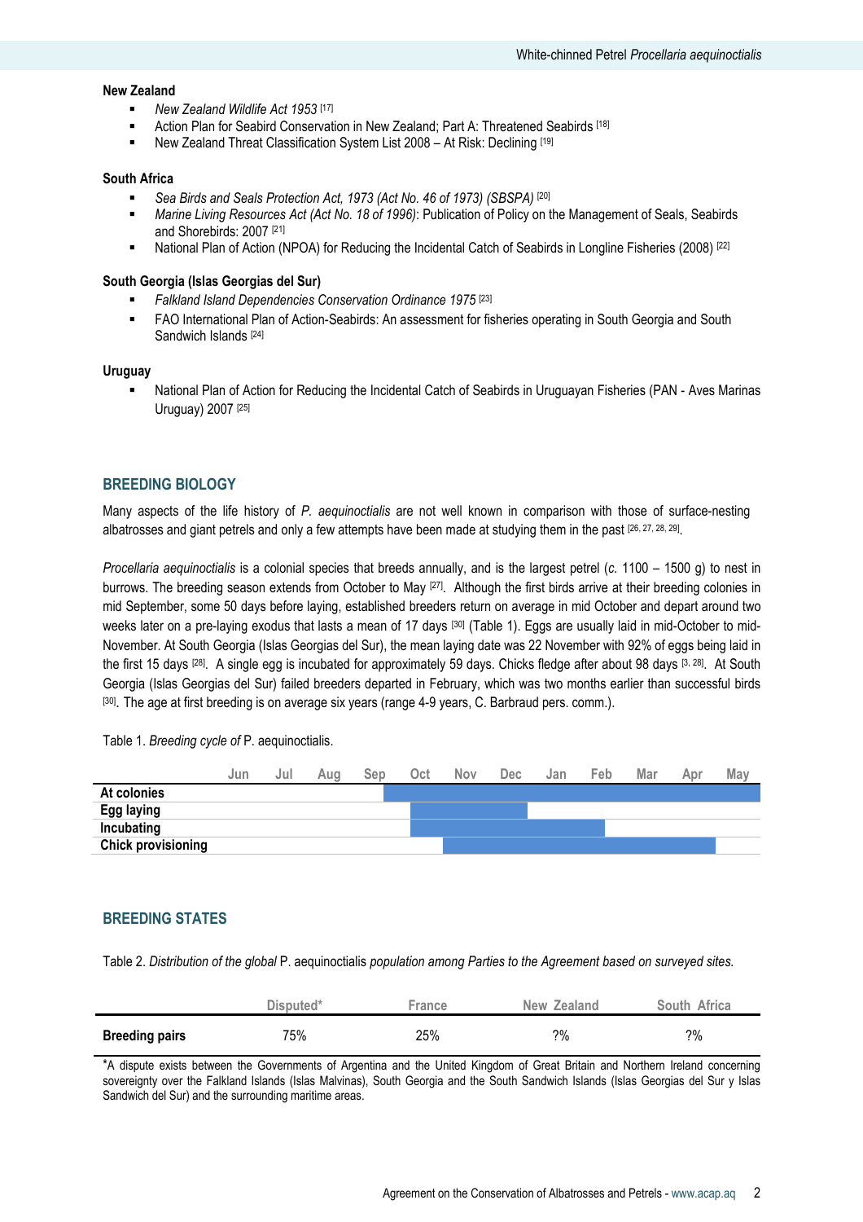### New Zealand

- *New Zealand Wildlife Act 1953* [17]
- Action Plan for Seabird Conservation in New Zealand; Part A: Threatened Seabirds [18]
- New Zealand Threat Classification System List 2008 – At Risk: Declining [19]

### South Africa

- *Sea Birds and Seals Protection Act, 1973 (Act No. 46 of 1973) (SBSPA)* [20]
- *Marine Living Resources Act (Act No. 18 of 1996)*: Publication of Policy on the Management of Seals, Seabirds and Shorebirds: 2007 [21]
- National Plan of Action (NPOA) for Reducing the Incidental Catch of Seabirds in Longline Fisheries (2008) [22]

### South Georgia (Islas Georgias del Sur)

- *Falkland Island Dependencies Conservation Ordinance 1975* [23]
- FAO International Plan of Action-Seabirds: An assessment for fisheries operating in South Georgia and South Sandwich Islands [24]

### Uruguay

- National Plan of Action for Reducing the Incidental Catch of Seabirds in Uruguayan Fisheries (PAN - Aves Marinas Uruguay) 2007 [25]

## BREEDING BIOLOGY

Many aspects of the life history of *P. aequinoctialis* are not well known in comparison with those of surface-nesting albatrosses and giant petrels and only a few attempts have been made at studying them in the past [26, 27, 28, 29].

*Procellaria aequinoctialis* is a colonial species that breeds annually, and is the largest petrel (*c.* 1100 – 1500 g) to nest in burrows. The breeding season extends from October to May [27]. Although the first birds arrive at their breeding colonies in mid September, some 50 days before laying, established breeders return on average in mid October and depart around two weeks later on a pre-laying exodus that lasts a mean of 17 days [30] (Table 1). Eggs are usually laid in mid-October to mid-November. At South Georgia (Islas Georgias del Sur), the mean laying date was 22 November with 92% of eggs being laid in the first 15 days [28]. A single egg is incubated for approximately 59 days. Chicks fledge after about 98 days [3, 28]. At South Georgia (Islas Georgias del Sur) failed breeders departed in February, which was two months earlier than successful birds [30]. The age at first breeding is on average six years (range 4-9 years, C. Barbraud pers. comm.).

Table 1. *Breeding cycle of* P. aequinoctialis.

Jun Jul Aug Sep Oct Nov Dec Jan Feb Mar Apr May

At colonies

Egg laying

Incubating

Chick provisioning

## BREEDING STATES

Table 2. *Distribution of the global* P. aequinoctialis *population among Parties to the Agreement based on surveyed sites.*

| | Disputed* | France | New Zealand | South Africa |
|---|---|---|---|---|
| **Breeding pairs** | 75% | 25% | ?% | ?% |

*A dispute exists between the Governments of Argentina and the United Kingdom of Great Britain and Northern Ireland concerning sovereignty over the Falkland Islands (Islas Malvinas), South Georgia and the South Sandwich Islands (Islas Georgias del Sur y Islas Sandwich del Sur) and the surrounding maritime areas.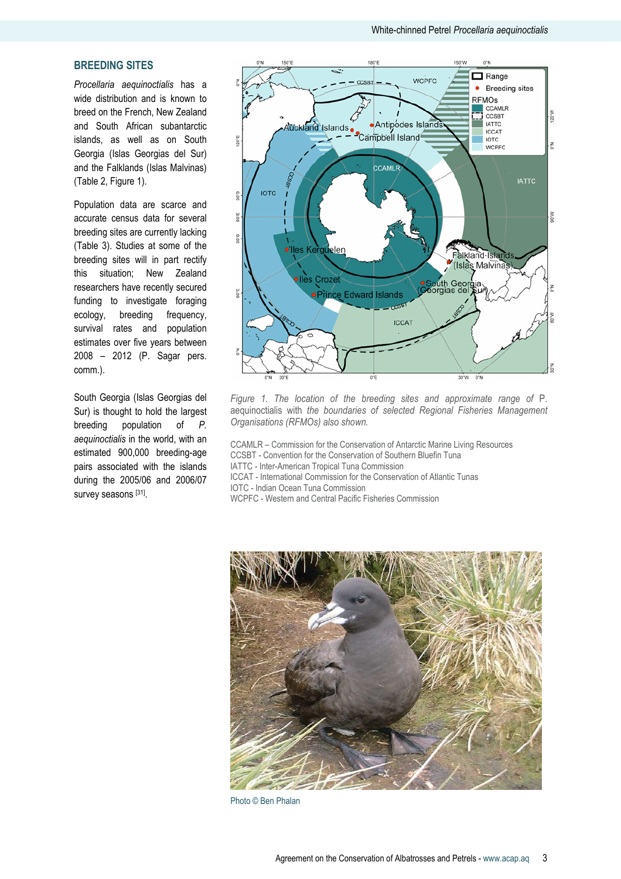## BREEDING SITES

*Procellaria aequinoctialis* has a wide distribution and is known to breed on the French, New Zealand and South African subantarctic islands, as well as on South Georgia (Islas Georgias del Sur) and the Falklands (Islas Malvinas) (Table 2, Figure 1).

Population data are scarce and accurate census data for several breeding sites are currently lacking (Table 3). Studies at some of the breeding sites will in part rectify this situation; New Zealand researchers have recently secured funding to investigate foraging ecology, breeding frequency, survival rates and population estimates over five years between 2008 – 2012 (P. Sagar pers. comm.).

South Georgia (Islas Georgias del Sur) is thought to hold the largest breeding population of *P. aequinoctialis* in the world, with an estimated 900,000 breeding-age pairs associated with the islands during the 2005/06 and 2006/07 survey seasons [31].

Range
Breeding sites
RFMOs
CCAMLR
CCSBT
IATTC
ICCAT
IOTC
WCPFC
Auckland Islands
Antipodes Islands
Campbell Island
Iles Kerguelen
Iles Crozet
Prince Edward Islands
South Georgia (Georgias del Sur)
Falkland Islands (Islas Malvinas)

*Figure 1. The location of the breeding sites and approximate range of* P. aequinoctialis with *the boundaries of selected Regional Fisheries Management Organisations (RFMOs) also shown.*

CCAMLR – Commission for the Conservation of Antarctic Marine Living Resources
CCSBT - Convention for the Conservation of Southern Bluefin Tuna
IATTC - Inter-American Tropical Tuna Commission
ICCAT - International Commission for the Conservation of Atlantic Tunas
IOTC - Indian Ocean Tuna Commission
WCPFC - Western and Central Pacific Fisheries Commission

Photo © Ben Phalan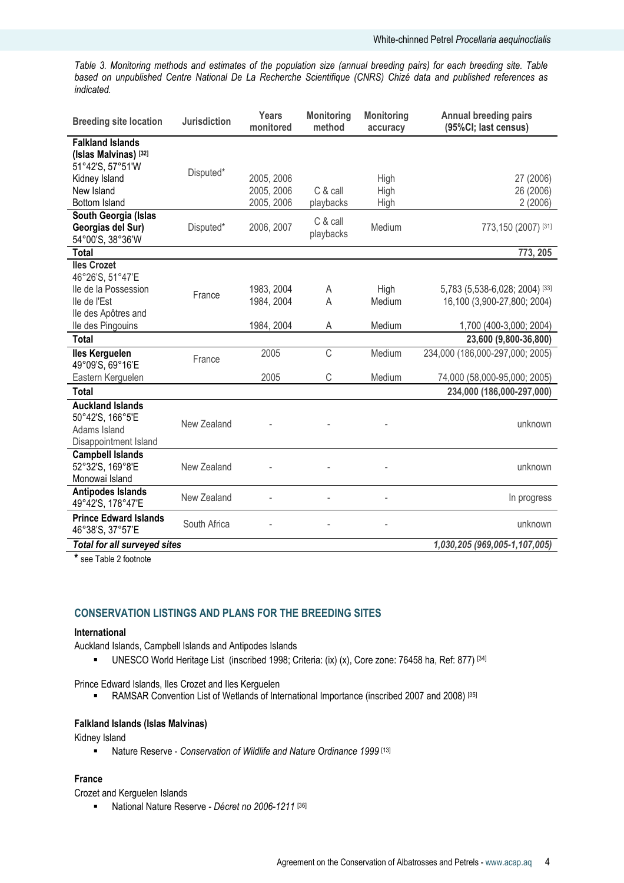*Table 3. Monitoring methods and estimates of the population size (annual breeding pairs) for each breeding site. Table based on unpublished Centre National De La Recherche Scientifique (CNRS) Chizé data and published references as indicated.*

| Breeding site location | Jurisdiction | Years monitored | Monitoring method | Monitoring accuracy | Annual breeding pairs (95%CI; last census) |
|---|---|---|---|---|---|
| **Falkland Islands (Islas Malvinas)** [32] 51°42'S, 57°51'W | Disputed* | | | | |
| Kidney Island | | 2005, 2006 | | High | 27 (2006) |
| New Island | | 2005, 2006 | C & call | High | 26 (2006) |
| Bottom Island | | 2005, 2006 | playbacks | High | 2 (2006) |
| **South Georgia (Islas Georgias del Sur)** 54°00'S, 38°36'W | Disputed* | 2006, 2007 | C & call playbacks | Medium | 773,150 (2007) [31] |
| **Total** | | | | | **773, 205** |
| **Iles Crozet** 46°26'S, 51°47'E | France | | | | |
| Ile de la Possession | | 1983, 2004 | A | High | 5,783 (5,538-6,028; 2004) [33] |
| Ile de l'Est | | 1984, 2004 | A | Medium | 16,100 (3,900-27,800; 2004) |
| Ile des Apôtres and Ile des Pingouins | | 1984, 2004 | A | Medium | 1,700 (400-3,000; 2004) |
| **Total** | | | | | **23,600 (9,800-36,800)** |
| **Iles Kerguelen** 49°09'S, 69°16'E | France | 2005 | C | Medium | 234,000 (186,000-297,000; 2005) |
| Eastern Kerguelen | | 2005 | C | Medium | 74,000 (58,000-95,000; 2005) |
| **Total** | | | | | **234,000 (186,000-297,000)** |
| **Auckland Islands** 50°42'S, 166°5'E Adams Island Disappointment Island | New Zealand | - | - | - | unknown |
| **Campbell Islands** 52°32'S, 169°8'E Monowai Island | New Zealand | - | - | - | unknown |
| **Antipodes Islands** 49°42'S, 178°47'E | New Zealand | - | - | - | In progress |
| **Prince Edward Islands** 46°38'S, 37°57'E | South Africa | - | - | - | unknown |
| ***Total for all surveyed sites*** | | | | | ***1,030,205 (969,005-1,107,005)*** |

\* see Table 2 footnote

## CONSERVATION LISTINGS AND PLANS FOR THE BREEDING SITES

### International

Auckland Islands, Campbell Islands and Antipodes Islands

- UNESCO World Heritage List (inscribed 1998; Criteria: (ix) (x), Core zone: 76458 ha, Ref: 877) [34]

Prince Edward Islands, Iles Crozet and Iles Kerguelen

- RAMSAR Convention List of Wetlands of International Importance (inscribed 2007 and 2008) [35]

### Falkland Islands (Islas Malvinas)

Kidney Island

- Nature Reserve - *Conservation of Wildlife and Nature Ordinance 1999* [13]

### France

Crozet and Kerguelen Islands

- National Nature Reserve - *Décret no 2006-1211* [36]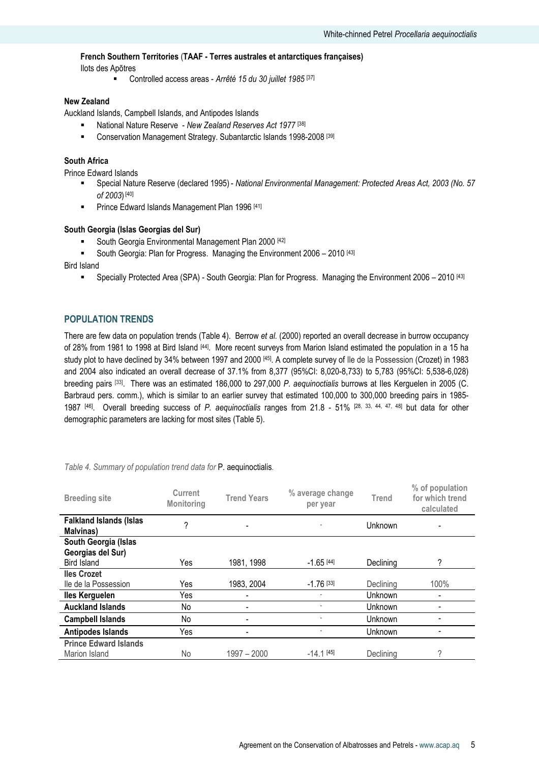**French Southern Territories** (**TAAF - Terres australes et antarctiques françaises)**

Ilots des Apôtres

- Controlled access areas - *Arrêté 15 du 30 juillet 1985* [37]

**New Zealand**

Auckland Islands, Campbell Islands, and Antipodes Islands

- National Nature Reserve - *New Zealand Reserves Act 1977* [38]
- Conservation Management Strategy. Subantarctic Islands 1998-2008 [39]

**South Africa**

Prince Edward Islands

- Special Nature Reserve (declared 1995) - *National Environmental Management: Protected Areas Act, 2003 (No. 57 of 2003)* [40]
- Prince Edward Islands Management Plan 1996 [41]

**South Georgia (Islas Georgias del Sur)**

- South Georgia Environmental Management Plan 2000 [42]
- South Georgia: Plan for Progress. Managing the Environment 2006 – 2010 [43]

Bird Island

- Specially Protected Area (SPA) - South Georgia: Plan for Progress. Managing the Environment 2006 – 2010 [43]

## POPULATION TRENDS

There are few data on population trends (Table 4). Berrow *et al.* (2000) reported an overall decrease in burrow occupancy of 28% from 1981 to 1998 at Bird Island [44]. More recent surveys from Marion Island estimated the population in a 15 ha study plot to have declined by 34% between 1997 and 2000 [45]. A complete survey of Ile de la Possession (Crozet) in 1983 and 2004 also indicated an overall decrease of 37.1% from 8,377 (95%CI: 8,020-8,733) to 5,783 (95%CI: 5,538-6,028) breeding pairs [33]. There was an estimated 186,000 to 297,000 *P. aequinoctialis* burrows at Iles Kerguelen in 2005 (C. Barbraud pers. comm.), which is similar to an earlier survey that estimated 100,000 to 300,000 breeding pairs in 1985-1987 [46]. Overall breeding success of *P. aequinoctialis* ranges from 21.8 - 51% [28, 33, 44, 47, 48] but data for other demographic parameters are lacking for most sites (Table 5).

*Table 4. Summary of population trend data for* P. aequinoctialis*.*

| Breeding site | Current Monitoring | Trend Years | % average change per year | Trend | % of population for which trend calculated |
|---|---|---|---|---|---|
| **Falkland Islands (Islas Malvinas)** | ? | - | - | Unknown | - |
| **South Georgia (Islas Georgias del Sur)** Bird Island | Yes | 1981, 1998 | -1.65 [44] | Declining | ? |
| **Iles Crozet** Ile de la Possession | Yes | 1983, 2004 | -1.76 [33] | Declining | 100% |
| **Iles Kerguelen** | Yes | - | - | Unknown | - |
| **Auckland Islands** | No | - | - | Unknown | - |
| **Campbell Islands** | No | - | - | Unknown | - |
| **Antipodes Islands** | Yes | - | - | Unknown | - |
| **Prince Edward Islands** Marion Island | No | 1997 – 2000 | -14.1 [45] | Declining | ? |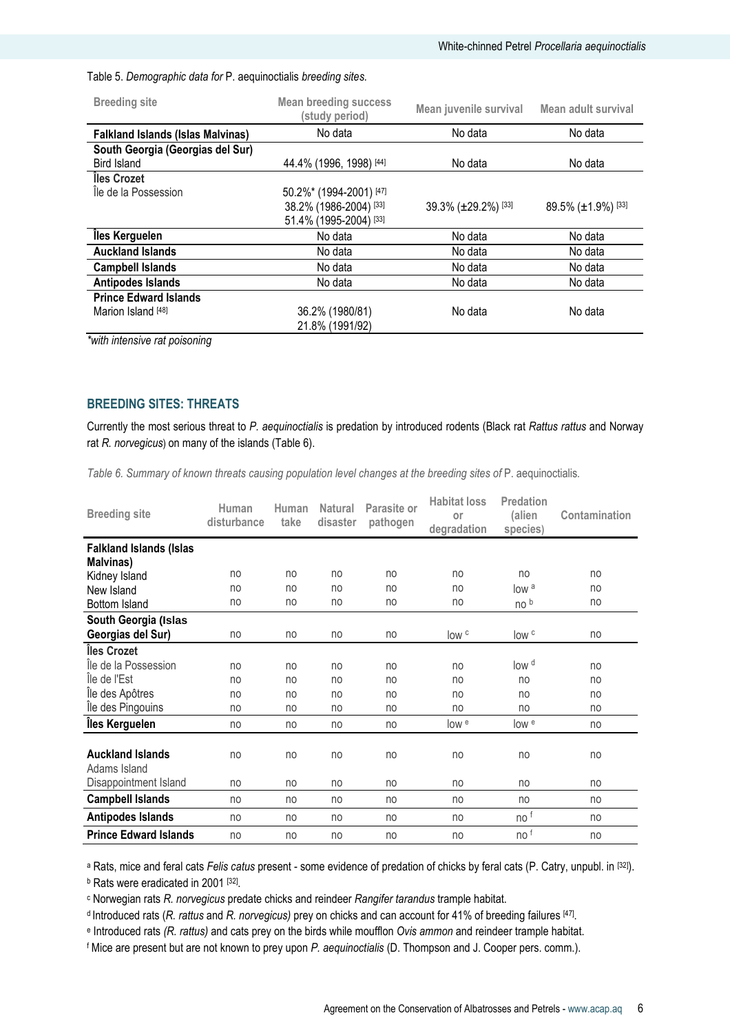Table 5. *Demographic data for* P. aequinoctialis *breeding sites.*

| Breeding site | Mean breeding success (study period) | Mean juvenile survival | Mean adult survival |
|---|---|---|---|
| **Falkland Islands (Islas Malvinas)** | No data | No data | No data |
| **South Georgia (Georgias del Sur)** | | | |
| Bird Island | 44.4% (1996, 1998) [44] | No data | No data |
| **Îles Crozet** | | | |
| Île de la Possession | 50.2%* (1994-2001) [47]<br>38.2% (1986-2004) [33]<br>51.4% (1995-2004) [33] | 39.3% (±29.2%) [33] | 89.5% (±1.9%) [33] |
| **Îles Kerguelen** | No data | No data | No data |
| **Auckland Islands** | No data | No data | No data |
| **Campbell Islands** | No data | No data | No data |
| **Antipodes Islands** | No data | No data | No data |
| **Prince Edward Islands** | | | |
| Marion Island [48] | 36.2% (1980/81)<br>21.8% (1991/92) | No data | No data |

*\*with intensive rat poisoning*

## BREEDING SITES: THREATS

Currently the most serious threat to *P. aequinoctialis* is predation by introduced rodents (Black rat *Rattus rattus* and Norway rat *R. norvegicus*) on many of the islands (Table 6).

*Table 6. Summary of known threats causing population level changes at the breeding sites of* P. aequinoctialis.

| Breeding site | Human disturbance | Human take | Natural disaster | Parasite or pathogen | Habitat loss or degradation | Predation (alien species) | Contamination |
|---|---|---|---|---|---|---|---|
| **Falkland Islands (Islas Malvinas)** | | | | | | | |
| Kidney Island | no | no | no | no | no | no | no |
| New Island | no | no | no | no | no | low [a] | no |
| Bottom Island | no | no | no | no | no | no [b] | no |
| **South Georgia (Islas Georgias del Sur)** | no | no | no | no | low [c] | low [c] | no |
| **Îles Crozet** | | | | | | | |
| Île de la Possession | no | no | no | no | no | low [d] | no |
| Île de l'Est | no | no | no | no | no | no | no |
| Île des Apôtres | no | no | no | no | no | no | no |
| Île des Pingouins | no | no | no | no | no | no | no |
| **Îles Kerguelen** | no | no | no | no | low [e] | low [e] | no |
| **Auckland Islands** | no | no | no | no | no | no | no |
| Adams Island | | | | | | | |
| Disappointment Island | no | no | no | no | no | no | no |
| **Campbell Islands** | no | no | no | no | no | no | no |
| **Antipodes Islands** | no | no | no | no | no | no [f] | no |
| **Prince Edward Islands** | no | no | no | no | no | no [f] | no |

[a] Rats, mice and feral cats *Felis catus* present - some evidence of predation of chicks by feral cats (P. Catry, unpubl. in [32]).

[b] Rats were eradicated in 2001 [32].

[c] Norwegian rats *R. norvegicus* predate chicks and reindeer *Rangifer tarandus* trample habitat.

[d] Introduced rats (*R. rattus* and *R. norvegicus)* prey on chicks and can account for 41% of breeding failures [47].

[e] Introduced rats *(R. rattus)* and cats prey on the birds while moufflon *Ovis ammon* and reindeer trample habitat.

[f] Mice are present but are not known to prey upon *P. aequinoctialis* (D. Thompson and J. Cooper pers. comm.).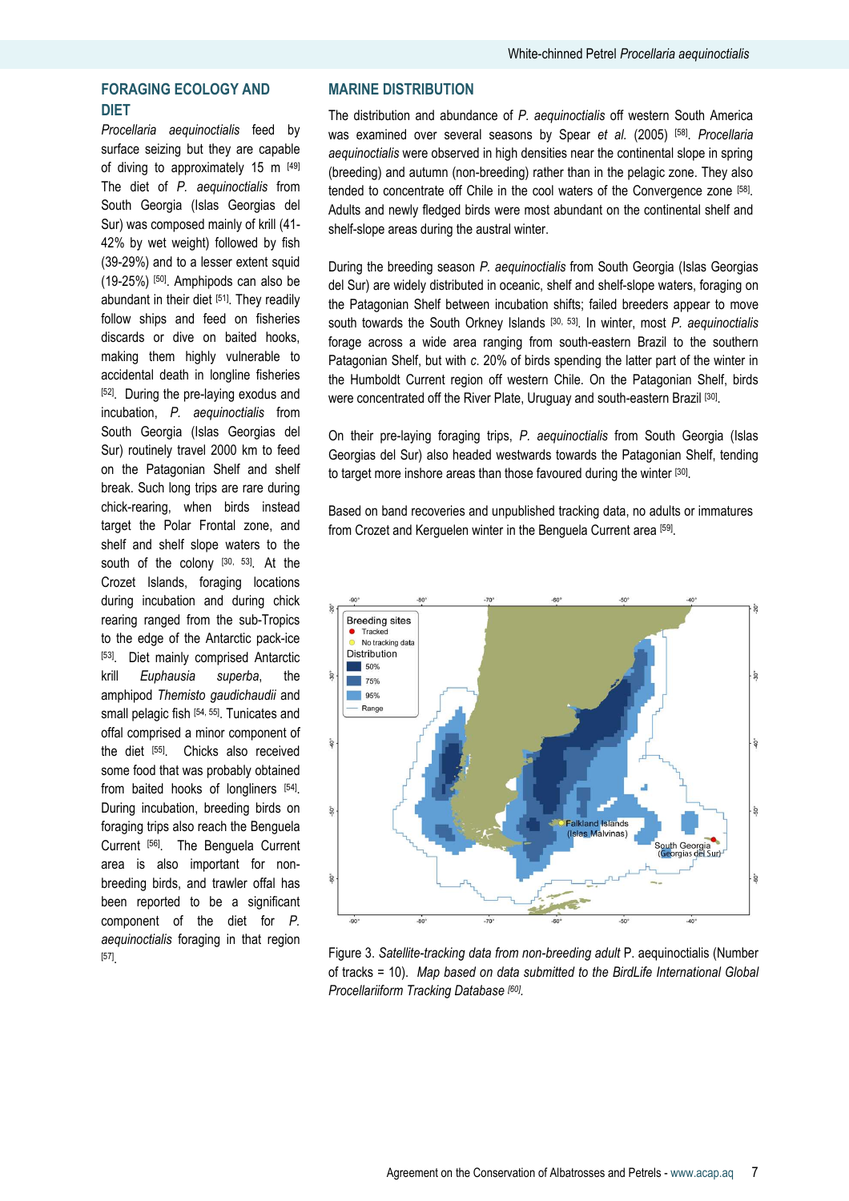## FORAGING ECOLOGY AND DIET

*Procellaria aequinoctialis* feed by surface seizing but they are capable of diving to approximately 15 m [49]. The diet of *P. aequinoctialis* from South Georgia (Islas Georgias del Sur) was composed mainly of krill (41-42% by wet weight) followed by fish (39-29%) and to a lesser extent squid (19-25%) [50]. Amphipods can also be abundant in their diet [51]. They readily follow ships and feed on fisheries discards or dive on baited hooks, making them highly vulnerable to accidental death in longline fisheries [52]. During the pre-laying exodus and incubation, *P. aequinoctialis* from South Georgia (Islas Georgias del Sur) routinely travel 2000 km to feed on the Patagonian Shelf and shelf break. Such long trips are rare during chick-rearing, when birds instead target the Polar Frontal zone, and shelf and shelf slope waters to the south of the colony [30, 53]. At the Crozet Islands, foraging locations during incubation and during chick rearing ranged from the sub-Tropics to the edge of the Antarctic pack-ice [53]. Diet mainly comprised Antarctic krill *Euphausia superba*, the amphipod *Themisto gaudichaudii* and small pelagic fish [54, 55]. Tunicates and offal comprised a minor component of the diet [55]. Chicks also received some food that was probably obtained from baited hooks of longliners [54]. During incubation, breeding birds on foraging trips also reach the Benguela Current [56]. The Benguela Current area is also important for non-breeding birds, and trawler offal has been reported to be a significant component of the diet for *P. aequinoctialis* foraging in that region [57].

## MARINE DISTRIBUTION

The distribution and abundance of *P. aequinoctialis* off western South America was examined over several seasons by Spear *et al.* (2005) [58]. *Procellaria aequinoctialis* were observed in high densities near the continental slope in spring (breeding) and autumn (non-breeding) rather than in the pelagic zone. They also tended to concentrate off Chile in the cool waters of the Convergence zone [58]. Adults and newly fledged birds were most abundant on the continental shelf and shelf-slope areas during the austral winter.

During the breeding season *P. aequinoctialis* from South Georgia (Islas Georgias del Sur) are widely distributed in oceanic, shelf and shelf-slope waters, foraging on the Patagonian Shelf between incubation shifts; failed breeders appear to move south towards the South Orkney Islands [30, 53]. In winter, most *P. aequinoctialis* forage across a wide area ranging from south-eastern Brazil to the southern Patagonian Shelf, but with *c.* 20% of birds spending the latter part of the winter in the Humboldt Current region off western Chile. On the Patagonian Shelf, birds were concentrated off the River Plate, Uruguay and south-eastern Brazil [30].

On their pre-laying foraging trips, *P. aequinoctialis* from South Georgia (Islas Georgias del Sur) also headed westwards towards the Patagonian Shelf, tending to target more inshore areas than those favoured during the winter [30].

Based on band recoveries and unpublished tracking data, no adults or immatures from Crozet and Kerguelen winter in the Benguela Current area [59].

Breeding sites
Tracked
No tracking data
Distribution
50%
75%
95%
Range
Falkland Islands (Islas Malvinas)
South Georgia (Georgias del Sur)
-90° -80° -70° -60° -50° -40°
-20° -30° -40° -50° -60°

Figure 3. *Satellite-tracking data from non-breeding adult* P. aequinoctialis (Number of tracks = 10). *Map based on data submitted to the BirdLife International Global Procellariiform Tracking Database* [60].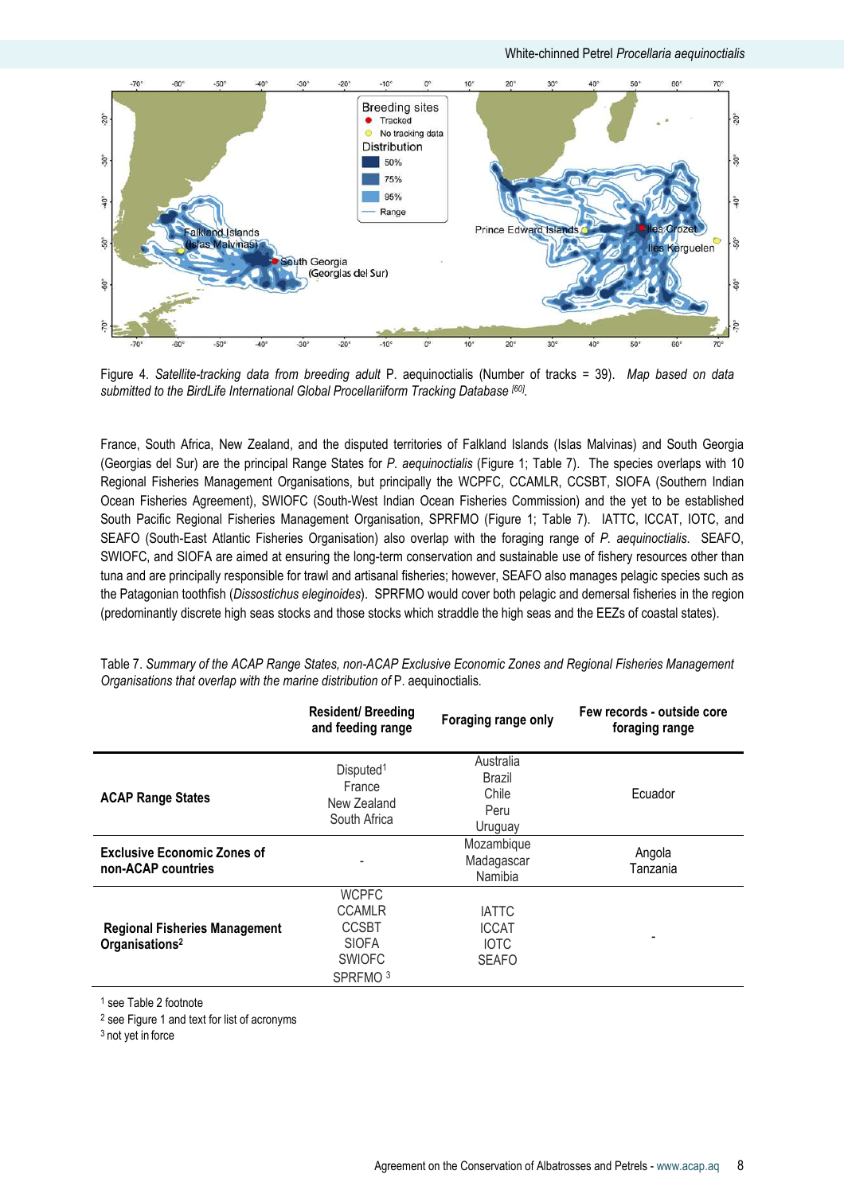Figure 4. *Satellite-tracking data from breeding adult* P. aequinoctialis (Number of tracks = 39). *Map based on data submitted to the BirdLife International Global Procellariiform Tracking Database* [60].

France, South Africa, New Zealand, and the disputed territories of Falkland Islands (Islas Malvinas) and South Georgia (Georgias del Sur) are the principal Range States for *P. aequinoctialis* (Figure 1; Table 7). The species overlaps with 10 Regional Fisheries Management Organisations, but principally the WCPFC, CCAMLR, CCSBT, SIOFA (Southern Indian Ocean Fisheries Agreement), SWIOFC (South-West Indian Ocean Fisheries Commission) and the yet to be established South Pacific Regional Fisheries Management Organisation, SPRFMO (Figure 1; Table 7). IATTC, ICCAT, IOTC, and SEAFO (South-East Atlantic Fisheries Organisation) also overlap with the foraging range of *P. aequinoctialis*. SEAFO, SWIOFC, and SIOFA are aimed at ensuring the long-term conservation and sustainable use of fishery resources other than tuna and are principally responsible for trawl and artisanal fisheries; however, SEAFO also manages pelagic species such as the Patagonian toothfish (*Dissostichus eleginoides*). SPRFMO would cover both pelagic and demersal fisheries in the region (predominantly discrete high seas stocks and those stocks which straddle the high seas and the EEZs of coastal states).

Table 7. *Summary of the ACAP Range States, non-ACAP Exclusive Economic Zones and Regional Fisheries Management Organisations that overlap with the marine distribution of* P. aequinoctialis.

| | Resident/ Breeding and feeding range | Foraging range only | Few records - outside core foraging range |
|---|---|---|---|
| **ACAP Range States** | Disputed[1]<br>France<br>New Zealand<br>South Africa | Australia<br>Brazil<br>Chile<br>Peru<br>Uruguay | Ecuador |
| **Exclusive Economic Zones of non-ACAP countries** | - | Mozambique<br>Madagascar<br>Namibia | Angola<br>Tanzania |
| **Regional Fisheries Management Organisations[2]** | WCPFC<br>CCAMLR<br>CCSBT<br>SIOFA<br>SWIOFC<br>SPRFMO [3] | IATTC<br>ICCAT<br>IOTC<br>SEAFO | - |

[1] see Table 2 footnote
[2] see Figure 1 and text for list of acronyms
[3] not yet in force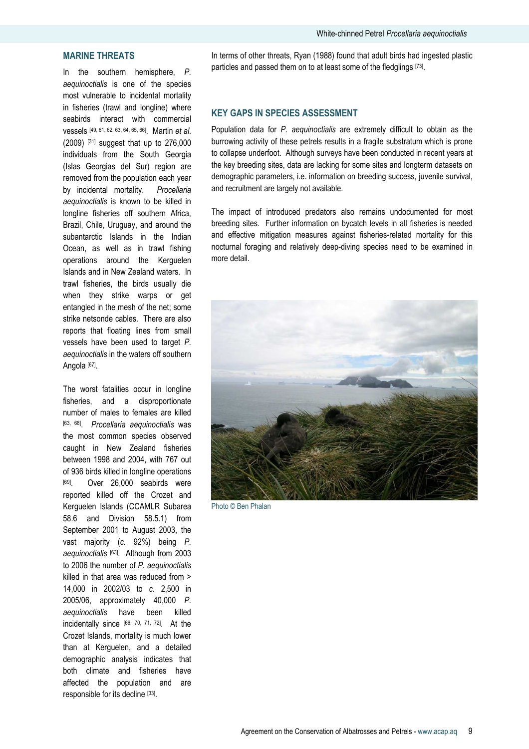## MARINE THREATS

In the southern hemisphere, *P. aequinoctialis* is one of the species most vulnerable to incidental mortality in fisheries (trawl and longline) where seabirds interact with commercial vessels [49, 61, 62, 63, 64, 65, 66]. Martin *et al.* (2009) [31] suggest that up to 276,000 individuals from the South Georgia (Islas Georgias del Sur) region are removed from the population each year by incidental mortality. *Procellaria aequinoctialis* is known to be killed in longline fisheries off southern Africa, Brazil, Chile, Uruguay, and around the subantarctic Islands in the Indian Ocean, as well as in trawl fishing operations around the Kerguelen Islands and in New Zealand waters. In trawl fisheries, the birds usually die when they strike warps or get entangled in the mesh of the net; some strike netsonde cables. There are also reports that floating lines from small vessels have been used to target *P. aequinoctialis* in the waters off southern Angola [67].

The worst fatalities occur in longline fisheries, and a disproportionate number of males to females are killed [63, 68]. *Procellaria aequinoctialis* was the most common species observed caught in New Zealand fisheries between 1998 and 2004, with 767 out of 936 birds killed in longline operations [69]. Over 26,000 seabirds were reported killed off the Crozet and Kerguelen Islands (CCAMLR Subarea 58.6 and Division 58.5.1) from September 2001 to August 2003, the vast majority (*c.* 92%) being *P. aequinoctialis* [63]. Although from 2003 to 2006 the number of *P. aequinoctialis* killed in that area was reduced from > 14,000 in 2002/03 to *c.* 2,500 in 2005/06, approximately 40,000 *P. aequinoctialis* have been killed incidentally since [66, 70, 71, 72]. At the Crozet Islands, mortality is much lower than at Kerguelen, and a detailed demographic analysis indicates that both climate and fisheries have affected the population and are responsible for its decline [33].

In terms of other threats, Ryan (1988) found that adult birds had ingested plastic particles and passed them on to at least some of the fledglings [73].

## KEY GAPS IN SPECIES ASSESSMENT

Population data for *P. aequinoctialis* are extremely difficult to obtain as the burrowing activity of these petrels results in a fragile substratum which is prone to collapse underfoot. Although surveys have been conducted in recent years at the key breeding sites, data are lacking for some sites and longterm datasets on demographic parameters, i.e. information on breeding success, juvenile survival, and recruitment are largely not available.

The impact of introduced predators also remains undocumented for most breeding sites. Further information on bycatch levels in all fisheries is needed and effective mitigation measures against fisheries-related mortality for this nocturnal foraging and relatively deep-diving species need to be examined in more detail.

Photo © Ben Phalan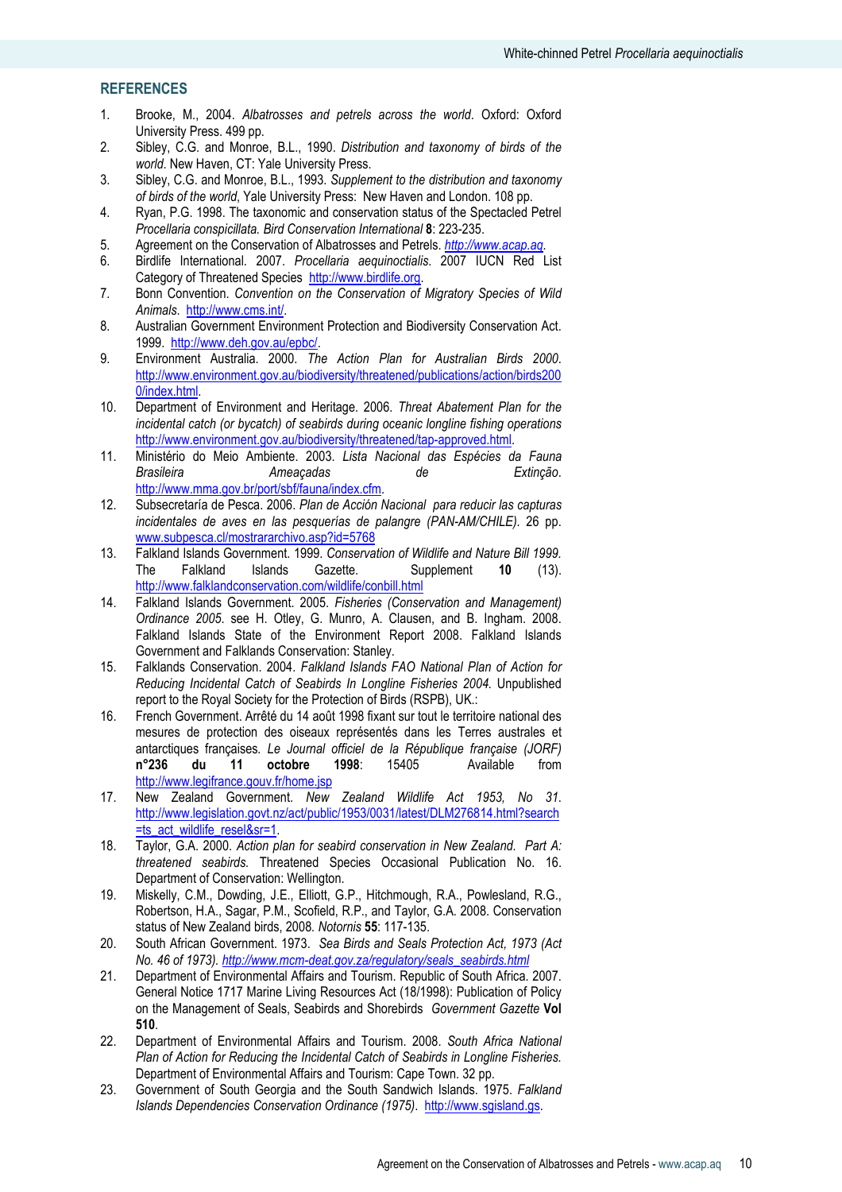## REFERENCES

1. Brooke, M., 2004. *Albatrosses and petrels across the world*. Oxford: Oxford University Press. 499 pp.
2. Sibley, C.G. and Monroe, B.L., 1990. *Distribution and taxonomy of birds of the world*. New Haven, CT: Yale University Press.
3. Sibley, C.G. and Monroe, B.L., 1993. *Supplement to the distribution and taxonomy of birds of the world*, Yale University Press: New Haven and London. 108 pp.
4. Ryan, P.G. 1998. The taxonomic and conservation status of the Spectacled Petrel *Procellaria conspicillata*. *Bird Conservation International* **8**: 223-235.
5. Agreement on the Conservation of Albatrosses and Petrels. *http://www.acap.aq*.
6. Birdlife International. 2007. *Procellaria aequinoctialis*. 2007 IUCN Red List Category of Threatened Species http://www.birdlife.org.
7. Bonn Convention. *Convention on the Conservation of Migratory Species of Wild Animals*. http://www.cms.int/.
8. Australian Government Environment Protection and Biodiversity Conservation Act. 1999. http://www.deh.gov.au/epbc/.
9. Environment Australia. 2000. *The Action Plan for Australian Birds 2000*. http://www.environment.gov.au/biodiversity/threatened/publications/action/birds2000/index.html.
10. Department of Environment and Heritage. 2006. *Threat Abatement Plan for the incidental catch (or bycatch) of seabirds during oceanic longline fishing operations* http://www.environment.gov.au/biodiversity/threatened/tap-approved.html.
11. Ministério do Meio Ambiente. 2003. *Lista Nacional das Espécies da Fauna Brasileira Ameaçadas de Extinção*. http://www.mma.gov.br/port/sbf/fauna/index.cfm.
12. Subsecretaría de Pesca. 2006. *Plan de Acción Nacional para reducir las capturas incidentales de aves en las pesquerías de palangre (PAN-AM/CHILE)*. 26 pp. www.subpesca.cl/mostrararchivo.asp?id=5768
13. Falkland Islands Government. 1999. *Conservation of Wildlife and Nature Bill 1999*. The Falkland Islands Gazette. Supplement **10** (13). http://www.falklandconservation.com/wildlife/conbill.html
14. Falkland Islands Government. 2005. *Fisheries (Conservation and Management) Ordinance 2005*. see H. Otley, G. Munro, A. Clausen, and B. Ingham. 2008. Falkland Islands State of the Environment Report 2008. Falkland Islands Government and Falklands Conservation: Stanley.
15. Falklands Conservation. 2004. *Falkland Islands FAO National Plan of Action for Reducing Incidental Catch of Seabirds In Longline Fisheries 2004*. Unpublished report to the Royal Society for the Protection of Birds (RSPB), UK.:
16. French Government. Arrêté du 14 août 1998 fixant sur tout le territoire national des mesures de protection des oiseaux représentés dans les Terres australes et antarctiques françaises. *Le Journal officiel de la République française (JORF)* **n°236 du 11 octobre 1998**: 15405 Available from http://www.legifrance.gouv.fr/home.jsp
17. New Zealand Government. *New Zealand Wildlife Act 1953, No 31*. http://www.legislation.govt.nz/act/public/1953/0031/latest/DLM276814.html?search=ts_act_wildlife_resel&sr=1.
18. Taylor, G.A. 2000. *Action plan for seabird conservation in New Zealand. Part A: threatened seabirds*. Threatened Species Occasional Publication No. 16. Department of Conservation: Wellington.
19. Miskelly, C.M., Dowding, J.E., Elliott, G.P., Hitchmough, R.A., Powlesland, R.G., Robertson, H.A., Sagar, P.M., Scofield, R.P., and Taylor, G.A. 2008. Conservation status of New Zealand birds, 2008. *Notornis* **55**: 117-135.
20. South African Government. 1973. *Sea Birds and Seals Protection Act, 1973 (Act No. 46 of 1973)*. *http://www.mcm-deat.gov.za/regulatory/seals_seabirds.html*
21. Department of Environmental Affairs and Tourism. Republic of South Africa. 2007. General Notice 1717 Marine Living Resources Act (18/1998): Publication of Policy on the Management of Seals, Seabirds and Shorebirds *Government Gazette* **Vol 510**.
22. Department of Environmental Affairs and Tourism. 2008. *South Africa National Plan of Action for Reducing the Incidental Catch of Seabirds in Longline Fisheries*. Department of Environmental Affairs and Tourism: Cape Town. 32 pp.
23. Government of South Georgia and the South Sandwich Islands. 1975. *Falkland Islands Dependencies Conservation Ordinance (1975)*. http://www.sgisland.gs.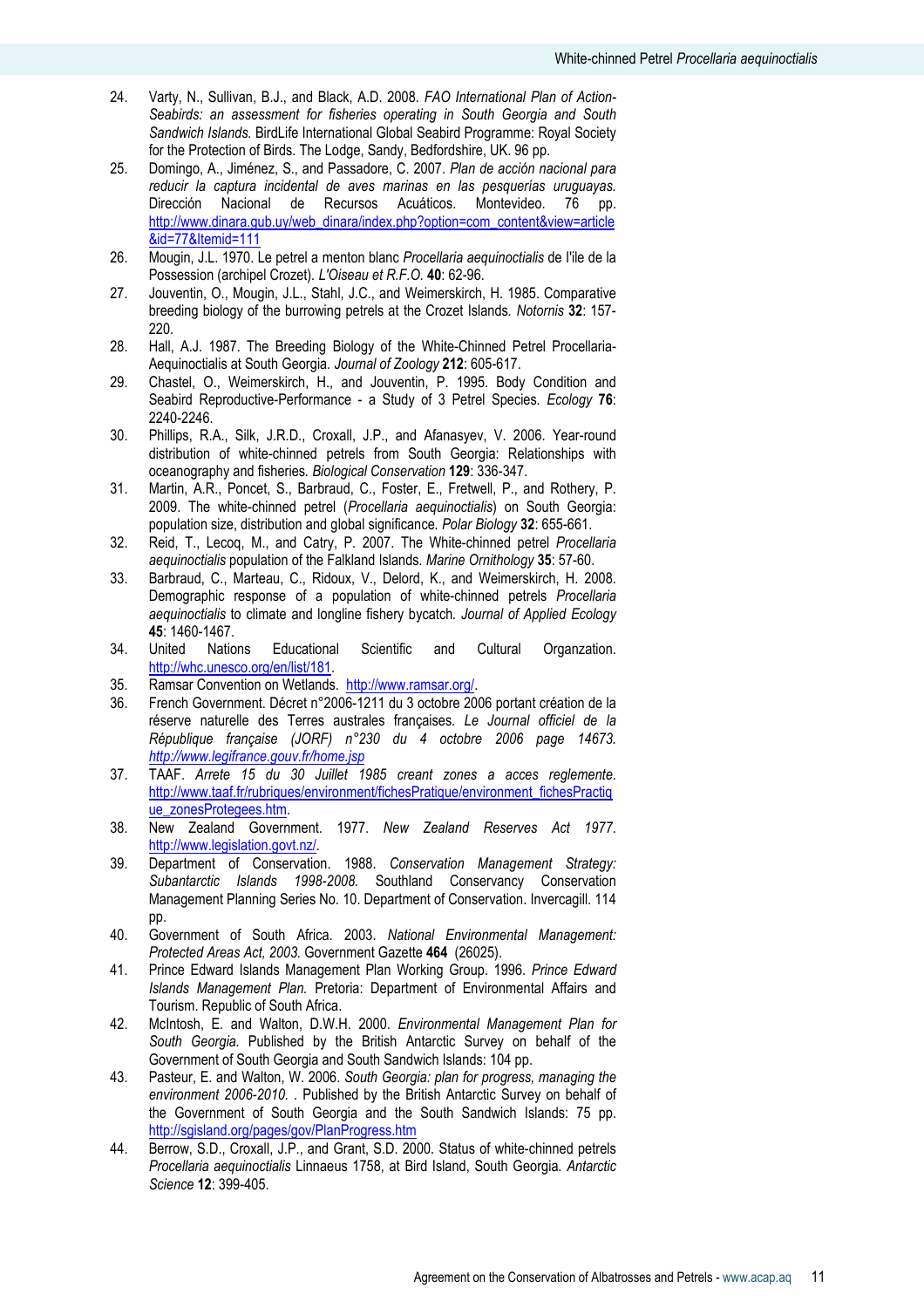24. Varty, N., Sullivan, B.J., and Black, A.D. 2008. *FAO International Plan of Action-Seabirds: an assessment for fisheries operating in South Georgia and South Sandwich Islands.* BirdLife International Global Seabird Programme: Royal Society for the Protection of Birds. The Lodge, Sandy, Bedfordshire, UK. 96 pp.
25. Domingo, A., Jiménez, S., and Passadore, C. 2007. *Plan de acción nacional para reducir la captura incidental de aves marinas en las pesquerías uruguayas.* Dirección Nacional de Recursos Acuáticos. Montevideo. 76 pp. http://www.dinara.gub.uy/web_dinara/index.php?option=com_content&view=article&id=77&Itemid=111
26. Mougin, J.L. 1970. Le petrel a menton blanc *Procellaria aequinoctialis* de l'ile de la Possession (archipel Crozet). *L'Oiseau et R.F.O.* **40**: 62-96.
27. Jouventin, O., Mougin, J.L., Stahl, J.C., and Weimerskirch, H. 1985. Comparative breeding biology of the burrowing petrels at the Crozet Islands. *Notornis* **32**: 157-220.
28. Hall, A.J. 1987. The Breeding Biology of the White-Chinned Petrel Procellaria-Aequinoctialis at South Georgia. *Journal of Zoology* **212**: 605-617.
29. Chastel, O., Weimerskirch, H., and Jouventin, P. 1995. Body Condition and Seabird Reproductive-Performance - a Study of 3 Petrel Species. *Ecology* **76**: 2240-2246.
30. Phillips, R.A., Silk, J.R.D., Croxall, J.P., and Afanasyev, V. 2006. Year-round distribution of white-chinned petrels from South Georgia: Relationships with oceanography and fisheries. *Biological Conservation* **129**: 336-347.
31. Martin, A.R., Poncet, S., Barbraud, C., Foster, E., Fretwell, P., and Rothery, P. 2009. The white-chinned petrel (*Procellaria aequinoctialis*) on South Georgia: population size, distribution and global significance. *Polar Biology* **32**: 655-661.
32. Reid, T., Lecoq, M., and Catry, P. 2007. The White-chinned petrel *Procellaria aequinoctialis* population of the Falkland Islands. *Marine Ornithology* **35**: 57-60.
33. Barbraud, C., Marteau, C., Ridoux, V., Delord, K., and Weimerskirch, H. 2008. Demographic response of a population of white-chinned petrels *Procellaria aequinoctialis* to climate and longline fishery bycatch. *Journal of Applied Ecology* **45**: 1460-1467.
34. United Nations Educational Scientific and Cultural Organzation. http://whc.unesco.org/en/list/181.
35. Ramsar Convention on Wetlands. http://www.ramsar.org/.
36. French Government. Décret n°2006-1211 du 3 octobre 2006 portant création de la réserve naturelle des Terres australes françaises. *Le Journal officiel de la République française (JORF) n°230 du 4 octobre 2006 page 14673. http://www.legifrance.gouv.fr/home.jsp*
37. TAAF. *Arrete 15 du 30 Juillet 1985 creant zones a acces reglemente*. http://www.taaf.fr/rubriques/environment/fichesPratique/environment_fichesPractique_zonesProtegees.htm.
38. New Zealand Government. 1977. *New Zealand Reserves Act 1977*. http://www.legislation.govt.nz/.
39. Department of Conservation. 1988. *Conservation Management Strategy: Subantarctic Islands 1998-2008.* Southland Conservancy Conservation Management Planning Series No. 10. Department of Conservation. Invercagill. 114 pp.
40. Government of South Africa. 2003. *National Environmental Management: Protected Areas Act, 2003.* Government Gazette **464** (26025).
41. Prince Edward Islands Management Plan Working Group. 1996. *Prince Edward Islands Management Plan.* Pretoria: Department of Environmental Affairs and Tourism. Republic of South Africa.
42. McIntosh, E. and Walton, D.W.H. 2000. *Environmental Management Plan for South Georgia.* Published by the British Antarctic Survey on behalf of the Government of South Georgia and South Sandwich Islands: 104 pp.
43. Pasteur, E. and Walton, W. 2006. *South Georgia: plan for progress, managing the environment 2006-2010.* . Published by the British Antarctic Survey on behalf of the Government of South Georgia and the South Sandwich Islands: 75 pp. http://sgisland.org/pages/gov/PlanProgress.htm
44. Berrow, S.D., Croxall, J.P., and Grant, S.D. 2000. Status of white-chinned petrels *Procellaria aequinoctialis* Linnaeus 1758, at Bird Island, South Georgia. *Antarctic Science* **12**: 399-405.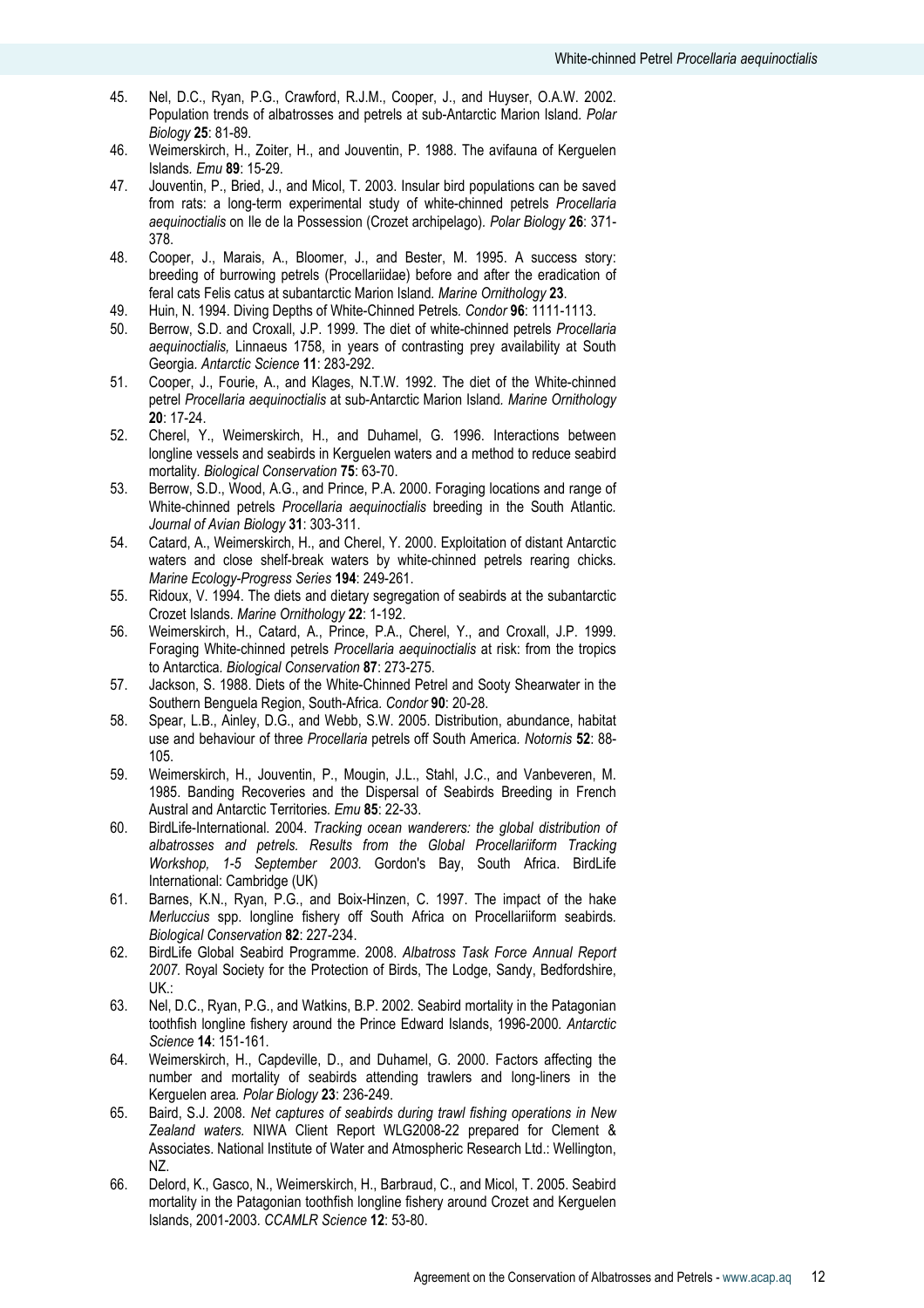45. Nel, D.C., Ryan, P.G., Crawford, R.J.M., Cooper, J., and Huyser, O.A.W. 2002. Population trends of albatrosses and petrels at sub-Antarctic Marion Island. *Polar Biology* **25**: 81-89.
46. Weimerskirch, H., Zoiter, H., and Jouventin, P. 1988. The avifauna of Kerguelen Islands. *Emu* **89**: 15-29.
47. Jouventin, P., Bried, J., and Micol, T. 2003. Insular bird populations can be saved from rats: a long-term experimental study of white-chinned petrels *Procellaria aequinoctialis* on Ile de la Possession (Crozet archipelago). *Polar Biology* **26**: 371-378.
48. Cooper, J., Marais, A., Bloomer, J., and Bester, M. 1995. A success story: breeding of burrowing petrels (Procellariidae) before and after the eradication of feral cats Felis catus at subantarctic Marion Island. *Marine Ornithology* **23**.
49. Huin, N. 1994. Diving Depths of White-Chinned Petrels. *Condor* **96**: 1111-1113.
50. Berrow, S.D. and Croxall, J.P. 1999. The diet of white-chinned petrels *Procellaria aequinoctialis,* Linnaeus 1758, in years of contrasting prey availability at South Georgia. *Antarctic Science* **11**: 283-292.
51. Cooper, J., Fourie, A., and Klages, N.T.W. 1992. The diet of the White-chinned petrel *Procellaria aequinoctialis* at sub-Antarctic Marion Island. *Marine Ornithology* **20**: 17-24.
52. Cherel, Y., Weimerskirch, H., and Duhamel, G. 1996. Interactions between longline vessels and seabirds in Kerguelen waters and a method to reduce seabird mortality. *Biological Conservation* **75**: 63-70.
53. Berrow, S.D., Wood, A.G., and Prince, P.A. 2000. Foraging locations and range of White-chinned petrels *Procellaria aequinoctialis* breeding in the South Atlantic. *Journal of Avian Biology* **31**: 303-311.
54. Catard, A., Weimerskirch, H., and Cherel, Y. 2000. Exploitation of distant Antarctic waters and close shelf-break waters by white-chinned petrels rearing chicks. *Marine Ecology-Progress Series* **194**: 249-261.
55. Ridoux, V. 1994. The diets and dietary segregation of seabirds at the subantarctic Crozet Islands. *Marine Ornithology* **22**: 1-192.
56. Weimerskirch, H., Catard, A., Prince, P.A., Cherel, Y., and Croxall, J.P. 1999. Foraging White-chinned petrels *Procellaria aequinoctialis* at risk: from the tropics to Antarctica. *Biological Conservation* **87**: 273-275.
57. Jackson, S. 1988. Diets of the White-Chinned Petrel and Sooty Shearwater in the Southern Benguela Region, South-Africa. *Condor* **90**: 20-28.
58. Spear, L.B., Ainley, D.G., and Webb, S.W. 2005. Distribution, abundance, habitat use and behaviour of three *Procellaria* petrels off South America. *Notornis* **52**: 88-105.
59. Weimerskirch, H., Jouventin, P., Mougin, J.L., Stahl, J.C., and Vanbeveren, M. 1985. Banding Recoveries and the Dispersal of Seabirds Breeding in French Austral and Antarctic Territories. *Emu* **85**: 22-33.
60. BirdLife-International. 2004. *Tracking ocean wanderers: the global distribution of albatrosses and petrels. Results from the Global Procellariiform Tracking Workshop, 1-5 September 2003.* Gordon's Bay, South Africa. BirdLife International: Cambridge (UK)
61. Barnes, K.N., Ryan, P.G., and Boix-Hinzen, C. 1997. The impact of the hake *Merluccius* spp. longline fishery off South Africa on Procellariiform seabirds. *Biological Conservation* **82**: 227-234.
62. BirdLife Global Seabird Programme. 2008. *Albatross Task Force Annual Report 2007*. Royal Society for the Protection of Birds, The Lodge, Sandy, Bedfordshire, UK.:
63. Nel, D.C., Ryan, P.G., and Watkins, B.P. 2002. Seabird mortality in the Patagonian toothfish longline fishery around the Prince Edward Islands, 1996-2000. *Antarctic Science* **14**: 151-161.
64. Weimerskirch, H., Capdeville, D., and Duhamel, G. 2000. Factors affecting the number and mortality of seabirds attending trawlers and long-liners in the Kerguelen area. *Polar Biology* **23**: 236-249.
65. Baird, S.J. 2008. *Net captures of seabirds during trawl fishing operations in New Zealand waters.* NIWA Client Report WLG2008-22 prepared for Clement & Associates. National Institute of Water and Atmospheric Research Ltd.: Wellington, NZ.
66. Delord, K., Gasco, N., Weimerskirch, H., Barbraud, C., and Micol, T. 2005. Seabird mortality in the Patagonian toothfish longline fishery around Crozet and Kerguelen Islands, 2001-2003. *CCAMLR Science* **12**: 53-80.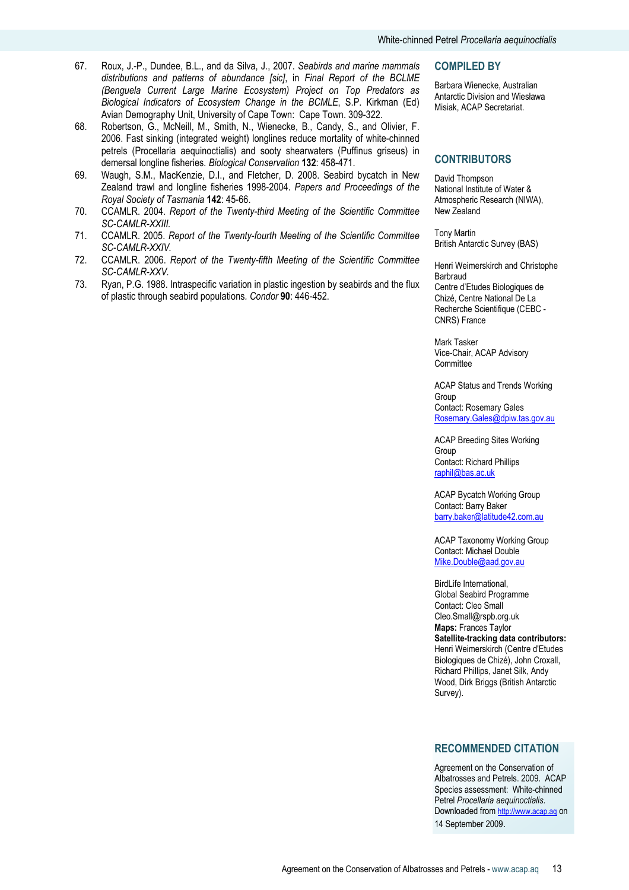67. Roux, J.-P., Dundee, B.L., and da Silva, J., 2007. *Seabirds and marine mammals distributions and patterns of abundance [sic]*, in *Final Report of the BCLME (Benguela Current Large Marine Ecosystem) Project on Top Predators as Biological Indicators of Ecosystem Change in the BCMLE*, S.P. Kirkman (Ed) Avian Demography Unit, University of Cape Town: Cape Town. 309-322.
68. Robertson, G., McNeill, M., Smith, N., Wienecke, B., Candy, S., and Olivier, F. 2006. Fast sinking (integrated weight) longlines reduce mortality of white-chinned petrels (Procellaria aequinoctialis) and sooty shearwaters (Puffinus griseus) in demersal longline fisheries. *Biological Conservation* **132**: 458-471.
69. Waugh, S.M., MacKenzie, D.I., and Fletcher, D. 2008. Seabird bycatch in New Zealand trawl and longline fisheries 1998-2004. *Papers and Proceedings of the Royal Society of Tasmania* **142**: 45-66.
70. CCAMLR. 2004. *Report of the Twenty-third Meeting of the Scientific Committee SC-CAMLR-XXIII.*
71. CCAMLR. 2005. *Report of the Twenty-fourth Meeting of the Scientific Committee SC-CAMLR-XXIV.*
72. CCAMLR. 2006. *Report of the Twenty-fifth Meeting of the Scientific Committee SC-CAMLR-XXV.*
73. Ryan, P.G. 1988. Intraspecific variation in plastic ingestion by seabirds and the flux of plastic through seabird populations. *Condor* **90**: 446-452.

## COMPILED BY

Barbara Wienecke, Australian Antarctic Division and Wiesława Misiak, ACAP Secretariat.

## CONTRIBUTORS

David Thompson
National Institute of Water & Atmospheric Research (NIWA), New Zealand

Tony Martin
British Antarctic Survey (BAS)

Henri Weimerskirch and Christophe Barbraud
Centre d'Etudes Biologiques de Chizé, Centre National De La Recherche Scientifique (CEBC - CNRS) France

Mark Tasker
Vice-Chair, ACAP Advisory Committee

ACAP Status and Trends Working Group
Contact: Rosemary Gales
Rosemary.Gales@dpiw.tas.gov.au

ACAP Breeding Sites Working Group
Contact: Richard Phillips
raphil@bas.ac.uk

ACAP Bycatch Working Group
Contact: Barry Baker
barry.baker@latitude42.com.au

ACAP Taxonomy Working Group
Contact: Michael Double
Mike.Double@aad.gov.au

BirdLife International,
Global Seabird Programme
Contact: Cleo Small
Cleo.Small@rspb.org.uk
**Maps:** Frances Taylor
**Satellite-tracking data contributors:** Henri Weimerskirch (Centre d'Etudes Biologiques de Chizé), John Croxall, Richard Phillips, Janet Silk, Andy Wood, Dirk Briggs (British Antarctic Survey).

## RECOMMENDED CITATION

Agreement on the Conservation of Albatrosses and Petrels. 2009. ACAP Species assessment: White-chinned Petrel *Procellaria aequinoctialis.* Downloaded from http://www.acap.aq on 14 September 2009.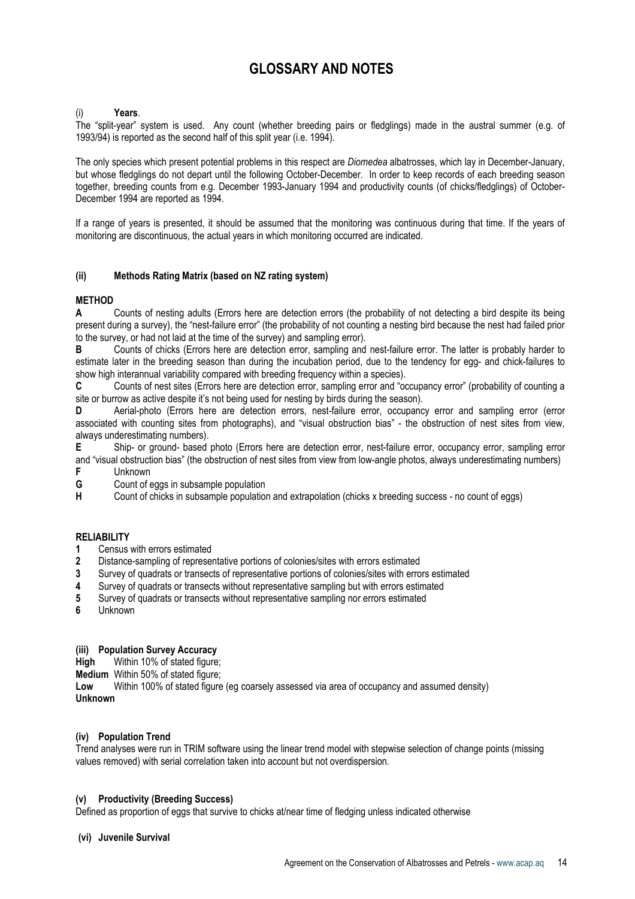# GLOSSARY AND NOTES

(i) **Years**.

The "split-year" system is used. Any count (whether breeding pairs or fledglings) made in the austral summer (e.g. of 1993/94) is reported as the second half of this split year (i.e. 1994).

The only species which present potential problems in this respect are *Diomedea* albatrosses, which lay in December-January, but whose fledglings do not depart until the following October-December. In order to keep records of each breeding season together, breeding counts from e.g. December 1993-January 1994 and productivity counts (of chicks/fledglings) of October-December 1994 are reported as 1994.

If a range of years is presented, it should be assumed that the monitoring was continuous during that time. If the years of monitoring are discontinuous, the actual years in which monitoring occurred are indicated.

### (ii) Methods Rating Matrix (based on NZ rating system)

**METHOD**

**A** Counts of nesting adults (Errors here are detection errors (the probability of not detecting a bird despite its being present during a survey), the "nest-failure error" (the probability of not counting a nesting bird because the nest had failed prior to the survey, or had not laid at the time of the survey) and sampling error).

**B** Counts of chicks (Errors here are detection error, sampling and nest-failure error. The latter is probably harder to estimate later in the breeding season than during the incubation period, due to the tendency for egg- and chick-failures to show high interannual variability compared with breeding frequency within a species).

**C** Counts of nest sites (Errors here are detection error, sampling error and "occupancy error" (probability of counting a site or burrow as active despite it's not being used for nesting by birds during the season).

**D** Aerial-photo (Errors here are detection errors, nest-failure error, occupancy error and sampling error (error associated with counting sites from photographs), and "visual obstruction bias" - the obstruction of nest sites from view, always underestimating numbers).

**E** Ship- or ground- based photo (Errors here are detection error, nest-failure error, occupancy error, sampling error and "visual obstruction bias" (the obstruction of nest sites from view from low-angle photos, always underestimating numbers)

**F** Unknown

**G** Count of eggs in subsample population

**H** Count of chicks in subsample population and extrapolation (chicks x breeding success - no count of eggs)

**RELIABILITY**

**1** Census with errors estimated

**2** Distance-sampling of representative portions of colonies/sites with errors estimated

**3** Survey of quadrats or transects of representative portions of colonies/sites with errors estimated

**4** Survey of quadrats or transects without representative sampling but with errors estimated

**5** Survey of quadrats or transects without representative sampling nor errors estimated

**6** Unknown

### (iii) Population Survey Accuracy

**High** Within 10% of stated figure;

**Medium** Within 50% of stated figure;

**Low** Within 100% of stated figure (eg coarsely assessed via area of occupancy and assumed density)

**Unknown**

### (iv) Population Trend

Trend analyses were run in TRIM software using the linear trend model with stepwise selection of change points (missing values removed) with serial correlation taken into account but not overdispersion.

### (v) Productivity (Breeding Success)

Defined as proportion of eggs that survive to chicks at/near time of fledging unless indicated otherwise

### (vi) Juvenile Survival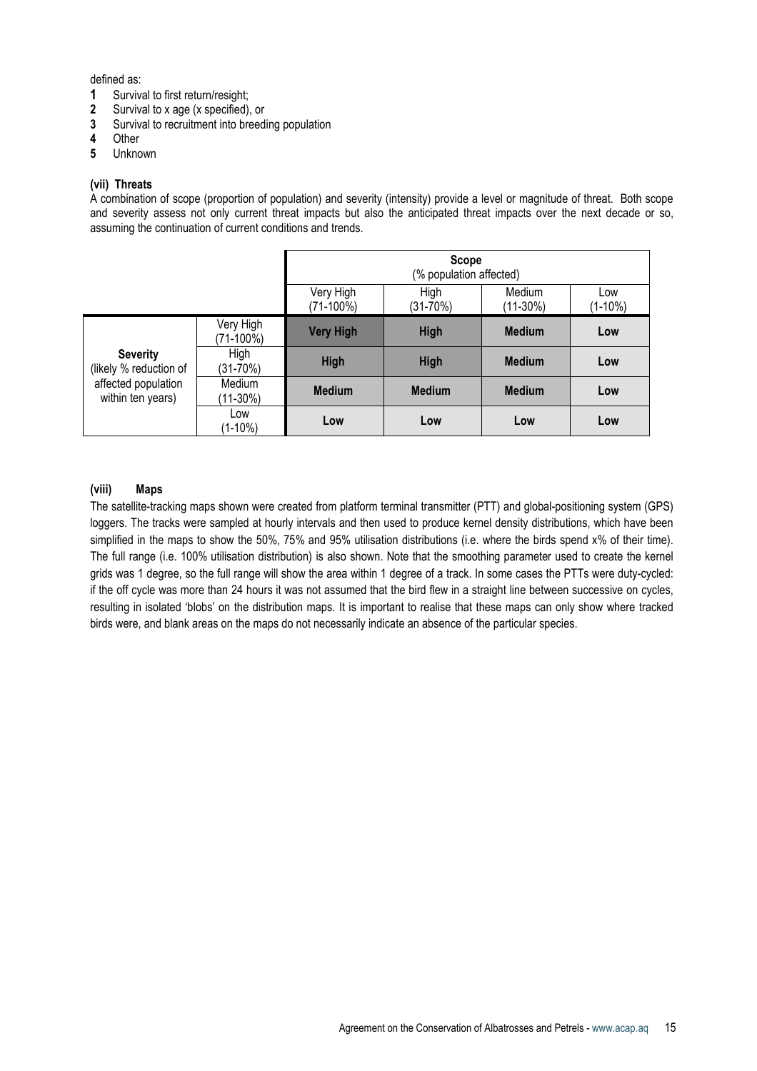defined as:

1. Survival to first return/resight;
2. Survival to x age (x specified), or
3. Survival to recruitment into breeding population
4. Other
5. Unknown

**(vii) Threats**

A combination of scope (proportion of population) and severity (intensity) provide a level or magnitude of threat. Both scope and severity assess not only current threat impacts but also the anticipated threat impacts over the next decade or so, assuming the continuation of current conditions and trends.

| | | Scope (% population affected) | | | |
|---|---|---|---|---|---|
| | | Very High (71-100%) | High (31-70%) | Medium (11-30%) | Low (1-10%) |
| **Severity** (likely % reduction of affected population within ten years) | Very High (71-100%) | **Very High** | **High** | **Medium** | **Low** |
| | High (31-70%) | **High** | **High** | **Medium** | **Low** |
| | Medium (11-30%) | **Medium** | **Medium** | **Medium** | **Low** |
| | Low (1-10%) | **Low** | **Low** | **Low** | **Low** |

**(viii) Maps**

The satellite-tracking maps shown were created from platform terminal transmitter (PTT) and global-positioning system (GPS) loggers. The tracks were sampled at hourly intervals and then used to produce kernel density distributions, which have been simplified in the maps to show the 50%, 75% and 95% utilisation distributions (i.e. where the birds spend x% of their time). The full range (i.e. 100% utilisation distribution) is also shown. Note that the smoothing parameter used to create the kernel grids was 1 degree, so the full range will show the area within 1 degree of a track. In some cases the PTTs were duty-cycled: if the off cycle was more than 24 hours it was not assumed that the bird flew in a straight line between successive on cycles, resulting in isolated 'blobs' on the distribution maps. It is important to realise that these maps can only show where tracked birds were, and blank areas on the maps do not necessarily indicate an absence of the particular species.